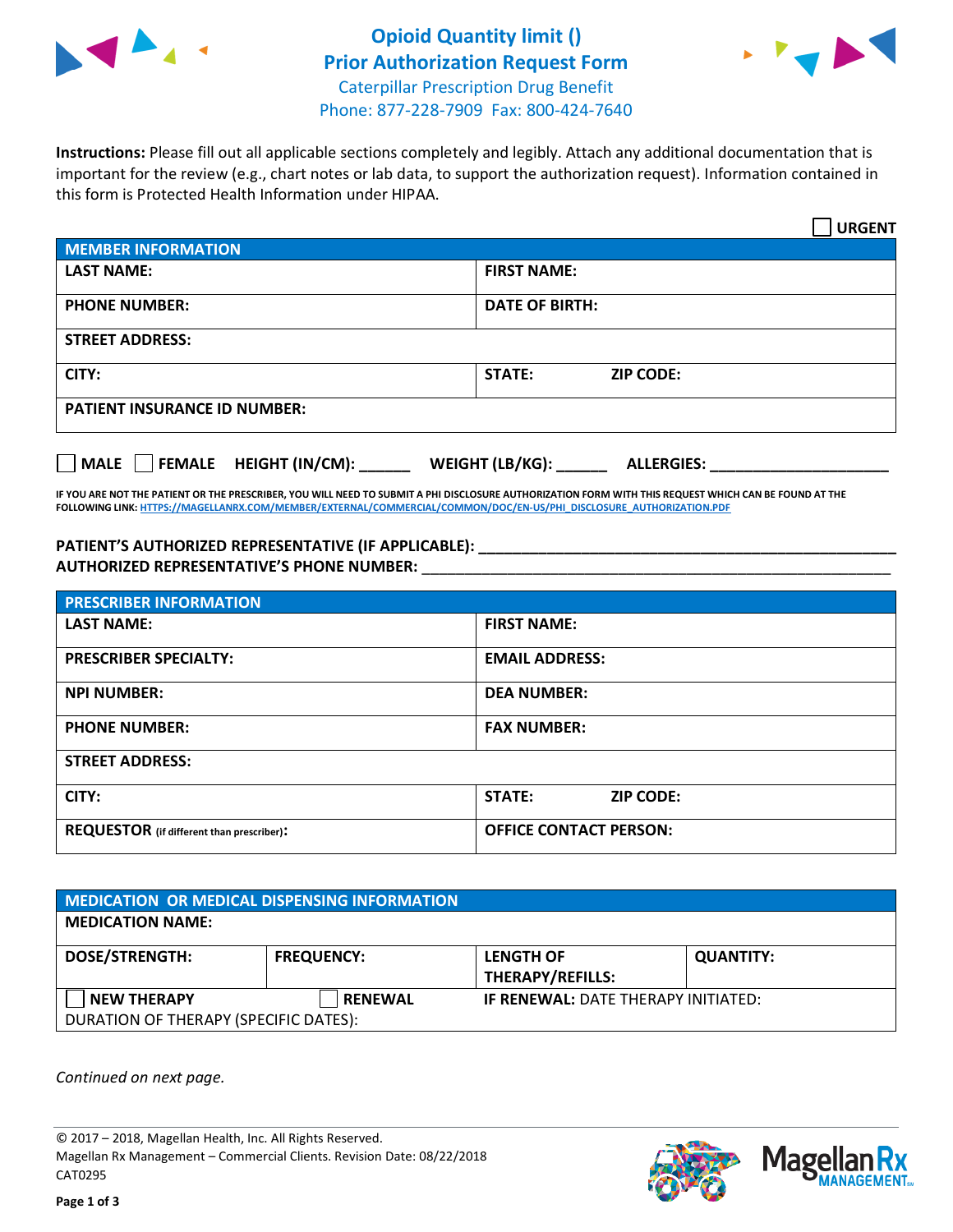# Opioid Quantity limit ()
## Prior Authorization Request Form
Caterpillar Prescription Drug Benefit
Phone: 877-228-7909 Fax: 800-424-7640

**Instructions:** Please fill out all applicable sections completely and legibly. Attach any additional documentation that is important for the review (e.g., chart notes or lab data, to support the authorization request). Information contained in this form is Protected Health Information under HIPAA.

☐ **URGENT**

| MEMBER INFORMATION | |
|---|---|
| **LAST NAME:** | **FIRST NAME:** |
| **PHONE NUMBER:** | **DATE OF BIRTH:** |
| **STREET ADDRESS:** | |
| **CITY:** | **STATE:** **ZIP CODE:** |
| **PATIENT INSURANCE ID NUMBER:** | |

☐ **MALE** ☐ **FEMALE** **HEIGHT (IN/CM):** ______ **WEIGHT (LB/KG):** ______ **ALLERGIES:** ____________________

**IF YOU ARE NOT THE PATIENT OR THE PRESCRIBER, YOU WILL NEED TO SUBMIT A PHI DISCLOSURE AUTHORIZATION FORM WITH THIS REQUEST WHICH CAN BE FOUND AT THE FOLLOWING LINK: HTTPS://MAGELLANRX.COM/MEMBER/EXTERNAL/COMMERCIAL/COMMON/DOC/EN-US/PHI_DISCLOSURE_AUTHORIZATION.PDF**

**PATIENT'S AUTHORIZED REPRESENTATIVE (IF APPLICABLE):** ________________________________

**AUTHORIZED REPRESENTATIVE'S PHONE NUMBER:** ________________________________

| PRESCRIBER INFORMATION | |
|---|---|
| **LAST NAME:** | **FIRST NAME:** |
| **PRESCRIBER SPECIALTY:** | **EMAIL ADDRESS:** |
| **NPI NUMBER:** | **DEA NUMBER:** |
| **PHONE NUMBER:** | **FAX NUMBER:** |
| **STREET ADDRESS:** | |
| **CITY:** | **STATE:** **ZIP CODE:** |
| **REQUESTOR** (if different than prescriber)**:** | **OFFICE CONTACT PERSON:** |

| MEDICATION OR MEDICAL DISPENSING INFORMATION | | | |
|---|---|---|---|
| **MEDICATION NAME:** | | | |
| **DOSE/STRENGTH:** | **FREQUENCY:** | **LENGTH OF THERAPY/REFILLS:** | **QUANTITY:** |
| ☐ **NEW THERAPY** | ☐ **RENEWAL** | **IF RENEWAL:** DATE THERAPY INITIATED: | |
| DURATION OF THERAPY (SPECIFIC DATES): | | | |

*Continued on next page.*

© 2017 – 2018, Magellan Health, Inc. All Rights Reserved.
Magellan Rx Management – Commercial Clients. Revision Date: 08/22/2018
CAT0295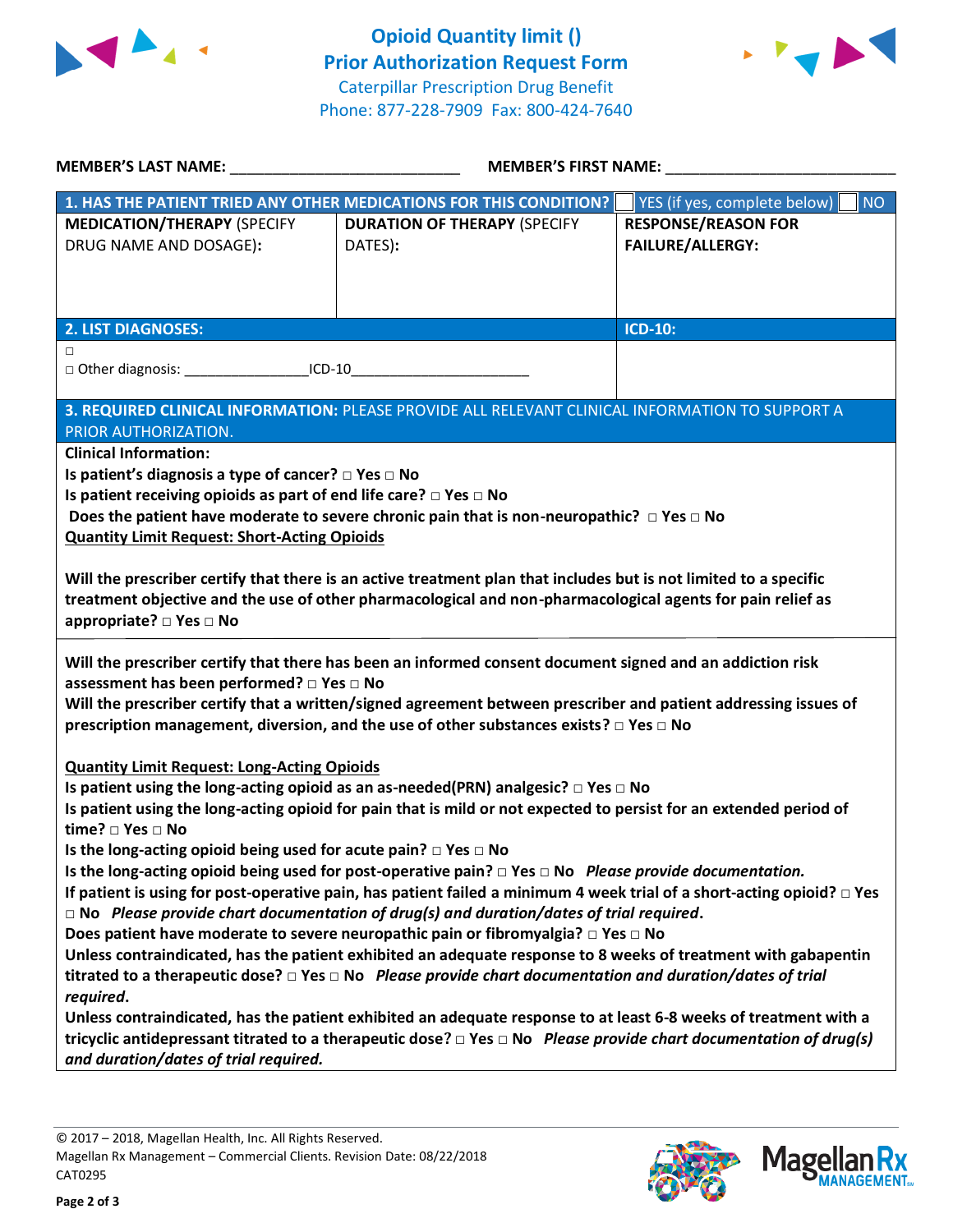# Opioid Quantity limit ()
## Prior Authorization Request Form

Caterpillar Prescription Drug Benefit
Phone: 877-228-7909 Fax: 800-424-7640

**MEMBER'S LAST NAME:** ___________________________ **MEMBER'S FIRST NAME:** ___________________________

**1. HAS THE PATIENT TRIED ANY OTHER MEDICATIONS FOR THIS CONDITION?** ☐ YES (if yes, complete below) ☐ NO

| **MEDICATION/THERAPY** (SPECIFY DRUG NAME AND DOSAGE): | **DURATION OF THERAPY** (SPECIFY DATES): | **RESPONSE/REASON FOR FAILURE/ALLERGY:** |
|---|---|---|
| | | |

| **2. LIST DIAGNOSES:** | **ICD-10:** |
|---|---|
| □<br>□ Other diagnosis: _______________ICD-10_____________________ | |

**3. REQUIRED CLINICAL INFORMATION:** PLEASE PROVIDE ALL RELEVANT CLINICAL INFORMATION TO SUPPORT A PRIOR AUTHORIZATION.

**Clinical Information:**

**Is patient's diagnosis a type of cancer?** □ **Yes** □ **No**

**Is patient receiving opioids as part of end life care?** □ **Yes** □ **No**

**Does the patient have moderate to severe chronic pain that is non-neuropathic?** □ **Yes** □ **No**

**Quantity Limit Request: Short-Acting Opioids**

**Will the prescriber certify that there is an active treatment plan that includes but is not limited to a specific treatment objective and the use of other pharmacological and non-pharmacological agents for pain relief as appropriate?** □ **Yes** □ **No**

**Will the prescriber certify that there has been an informed consent document signed and an addiction risk assessment has been performed?** □ **Yes** □ **No**

**Will the prescriber certify that a written/signed agreement between prescriber and patient addressing issues of prescription management, diversion, and the use of other substances exists?** □ **Yes** □ **No**

**Quantity Limit Request: Long-Acting Opioids**

**Is patient using the long-acting opioid as an as-needed(PRN) analgesic?** □ **Yes** □ **No**

**Is patient using the long-acting opioid for pain that is mild or not expected to persist for an extended period of time?** □ **Yes** □ **No**

**Is the long-acting opioid being used for acute pain?** □ **Yes** □ **No**

**Is the long-acting opioid being used for post-operative pain?** □ **Yes** □ **No** ***Please provide documentation.***

**If patient is using for post-operative pain, has patient failed a minimum 4 week trial of a short-acting opioid?** □ **Yes** □ **No** ***Please provide chart documentation of drug(s) and duration/dates of trial required.***

**Does patient have moderate to severe neuropathic pain or fibromyalgia?** □ **Yes** □ **No**

**Unless contraindicated, has the patient exhibited an adequate response to 8 weeks of treatment with gabapentin titrated to a therapeutic dose?** □ **Yes** □ **No** ***Please provide chart documentation and duration/dates of trial required.***

**Unless contraindicated, has the patient exhibited an adequate response to at least 6-8 weeks of treatment with a tricyclic antidepressant titrated to a therapeutic dose?** □ **Yes** □ **No** ***Please provide chart documentation of drug(s) and duration/dates of trial required.***

© 2017 – 2018, Magellan Health, Inc. All Rights Reserved.
Magellan Rx Management – Commercial Clients. Revision Date: 08/22/2018
CAT0295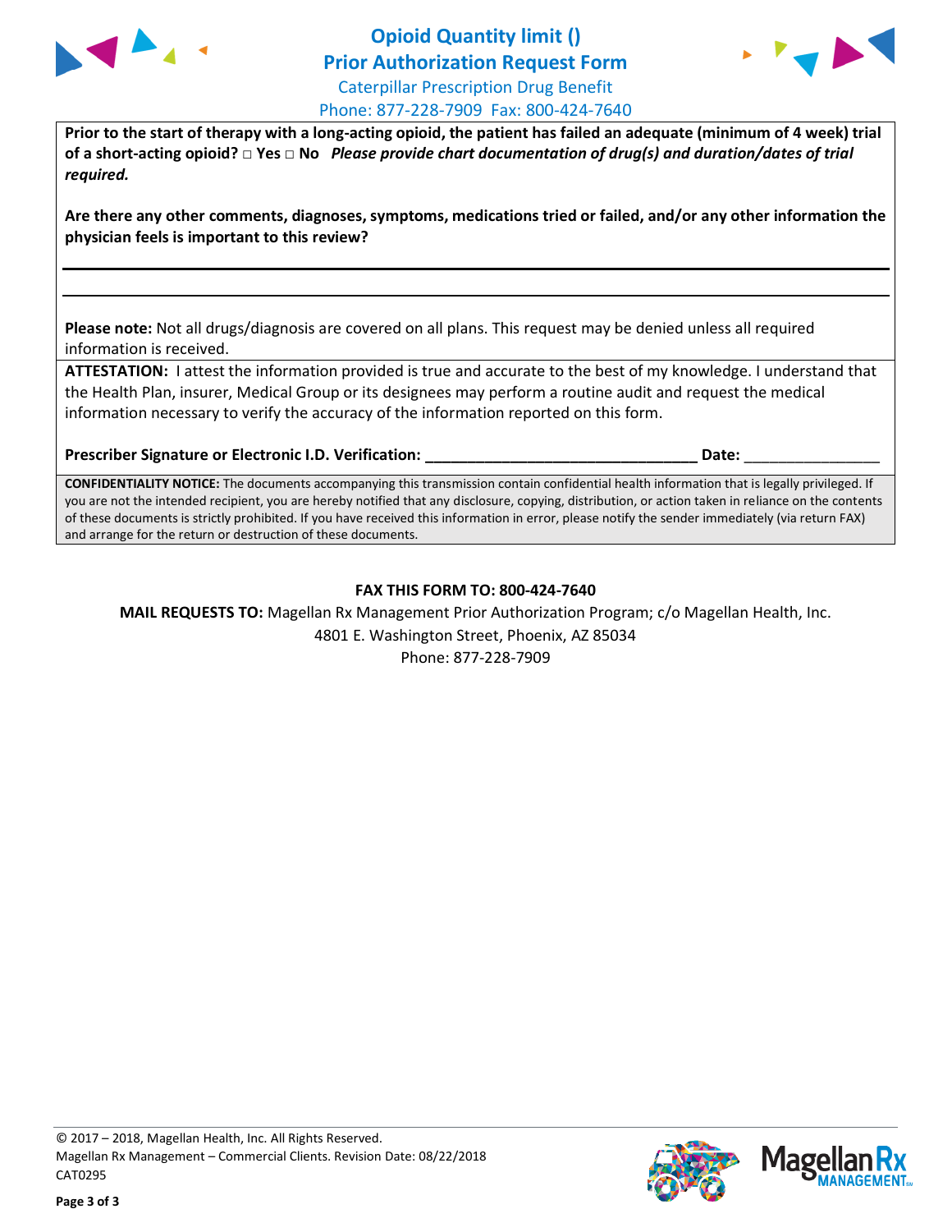# Opioid Quantity limit ()

## Prior Authorization Request Form

Caterpillar Prescription Drug Benefit

Phone: 877-228-7909 Fax: 800-424-7640

**Prior to the start of therapy with a long-acting opioid, the patient has failed an adequate (minimum of 4 week) trial of a short-acting opioid? □ Yes □ No** ***Please provide chart documentation of drug(s) and duration/dates of trial required.***

**Are there any other comments, diagnoses, symptoms, medications tried or failed, and/or any other information the physician feels is important to this review?**

---

---

**Please note:** Not all drugs/diagnosis are covered on all plans. This request may be denied unless all required information is received.

**ATTESTATION:** I attest the information provided is true and accurate to the best of my knowledge. I understand that the Health Plan, insurer, Medical Group or its designees may perform a routine audit and request the medical information necessary to verify the accuracy of the information reported on this form.

**Prescriber Signature or Electronic I.D. Verification: ________________________________ Date:** ________________

**CONFIDENTIALITY NOTICE:** The documents accompanying this transmission contain confidential health information that is legally privileged. If you are not the intended recipient, you are hereby notified that any disclosure, copying, distribution, or action taken in reliance on the contents of these documents is strictly prohibited. If you have received this information in error, please notify the sender immediately (via return FAX) and arrange for the return or destruction of these documents.

**FAX THIS FORM TO: 800-424-7640**

**MAIL REQUESTS TO:** Magellan Rx Management Prior Authorization Program; c/o Magellan Health, Inc.
4801 E. Washington Street, Phoenix, AZ 85034
Phone: 877-228-7909

© 2017 – 2018, Magellan Health, Inc. All Rights Reserved.
Magellan Rx Management – Commercial Clients. Revision Date: 08/22/2018
CAT0295